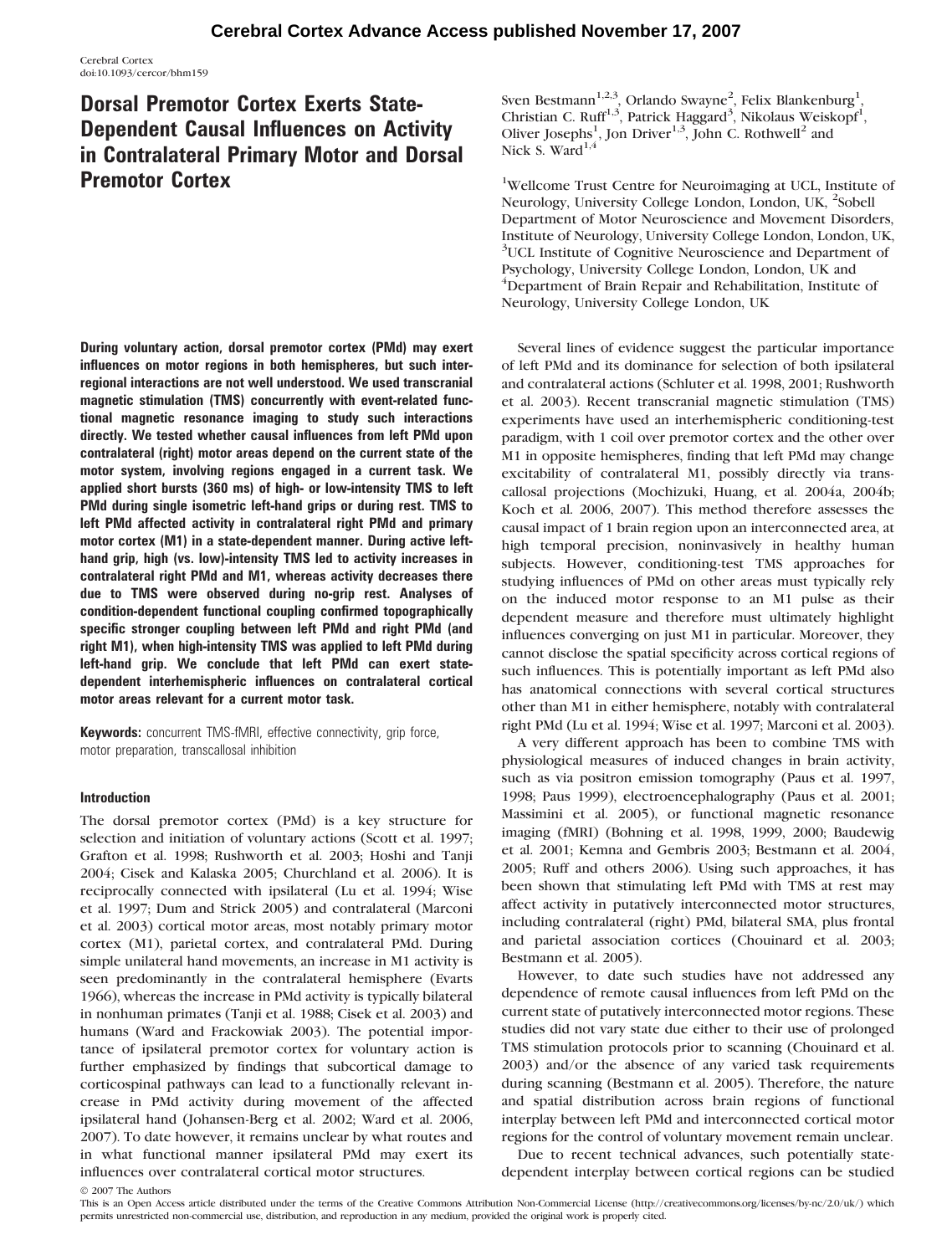Cerebral Cortex Advance Access published November 17, 2007

# Dorsal Premotor Cortex Exerts State-Dependent Causal Influences on Activity in Contralateral Primary Motor and Dorsal Premotor Cortex

Sven Bestmann[1,2,3], Orlando Swayne[2], Felix Blankenburg[1], Christian C. Ruff[1,3], Patrick Haggard[3], Nikolaus Weiskopf[1], Oliver Josephs[1], Jon Driver[1,3], John C. Rothwell[2] and Nick S. Ward[1,4]

[1]Wellcome Trust Centre for Neuroimaging at UCL, Institute of Neurology, University College London, London, UK, [2]Sobell Department of Motor Neuroscience and Movement Disorders, Institute of Neurology, University College London, London, UK, [3]UCL Institute of Cognitive Neuroscience and Department of Psychology, University College London, London, UK and [4]Department of Brain Repair and Rehabilitation, Institute of Neurology, University College London, UK

**During voluntary action, dorsal premotor cortex (PMd) may exert influences on motor regions in both hemispheres, but such interregional interactions are not well understood. We used transcranial magnetic stimulation (TMS) concurrently with event-related functional magnetic resonance imaging to study such interactions directly. We tested whether causal influences from left PMd upon contralateral (right) motor areas depend on the current state of the motor system, involving regions engaged in a current task. We applied short bursts (360 ms) of high- or low-intensity TMS to left PMd during single isometric left-hand grips or during rest. TMS to left PMd affected activity in contralateral right PMd and primary motor cortex (M1) in a state-dependent manner. During active left-hand grip, high (vs. low)-intensity TMS led to activity increases in contralateral right PMd and M1, whereas activity decreases there due to TMS were observed during no-grip rest. Analyses of condition-dependent functional coupling confirmed topographically specific stronger coupling between left PMd and right PMd (and right M1), when high-intensity TMS was applied to left PMd during left-hand grip. We conclude that left PMd can exert state-dependent interhemispheric influences on contralateral cortical motor areas relevant for a current motor task.**

**Keywords:** concurrent TMS-fMRI, effective connectivity, grip force, motor preparation, transcallosal inhibition

## Introduction

The dorsal premotor cortex (PMd) is a key structure for selection and initiation of voluntary actions (Scott et al. 1997; Grafton et al. 1998; Rushworth et al. 2003; Hoshi and Tanji 2004; Cisek and Kalaska 2005; Churchland et al. 2006). It is reciprocally connected with ipsilateral (Lu et al. 1994; Wise et al. 1997; Dum and Strick 2005) and contralateral (Marconi et al. 2003) cortical motor areas, most notably primary motor cortex (M1), parietal cortex, and contralateral PMd. During simple unilateral hand movements, an increase in M1 activity is seen predominantly in the contralateral hemisphere (Evarts 1966), whereas the increase in PMd activity is typically bilateral in nonhuman primates (Tanji et al. 1988; Cisek et al. 2003) and humans (Ward and Frackowiak 2003). The potential importance of ipsilateral premotor cortex for voluntary action is further emphasized by findings that subcortical damage to corticospinal pathways can lead to a functionally relevant increase in PMd activity during movement of the affected ipsilateral hand (Johansen-Berg et al. 2002; Ward et al. 2006, 2007). To date however, it remains unclear by what routes and in what functional manner ipsilateral PMd may exert its influences over contralateral cortical motor structures.

Several lines of evidence suggest the particular importance of left PMd and its dominance for selection of both ipsilateral and contralateral actions (Schluter et al. 1998, 2001; Rushworth et al. 2003). Recent transcranial magnetic stimulation (TMS) experiments have used an interhemispheric conditioning-test paradigm, with 1 coil over premotor cortex and the other over M1 in opposite hemispheres, finding that left PMd may change excitability of contralateral M1, possibly directly via transcallosal projections (Mochizuki, Huang, et al. 2004a, 2004b; Koch et al. 2006, 2007). This method therefore assesses the causal impact of 1 brain region upon an interconnected area, at high temporal precision, noninvasively in healthy human subjects. However, conditioning-test TMS approaches for studying influences of PMd on other areas must typically rely on the induced motor response to an M1 pulse as their dependent measure and therefore must ultimately highlight influences converging on just M1 in particular. Moreover, they cannot disclose the spatial specificity across cortical regions of such influences. This is potentially important as left PMd also has anatomical connections with several cortical structures other than M1 in either hemisphere, notably with contralateral right PMd (Lu et al. 1994; Wise et al. 1997; Marconi et al. 2003).

A very different approach has been to combine TMS with physiological measures of induced changes in brain activity, such as via positron emission tomography (Paus et al. 1997, 1998; Paus 1999), electroencephalography (Paus et al. 2001; Massimini et al. 2005), or functional magnetic resonance imaging (fMRI) (Bohning et al. 1998, 1999, 2000; Baudewig et al. 2001; Kemna and Gembris 2003; Bestmann et al. 2004, 2005; Ruff and others 2006). Using such approaches, it has been shown that stimulating left PMd with TMS at rest may affect activity in putatively interconnected motor structures, including contralateral (right) PMd, bilateral SMA, plus frontal and parietal association cortices (Chouinard et al. 2003; Bestmann et al. 2005).

However, to date such studies have not addressed any dependence of remote causal influences from left PMd on the current state of putatively interconnected motor regions. These studies did not vary state due either to their use of prolonged TMS stimulation protocols prior to scanning (Chouinard et al. 2003) and/or the absence of any varied task requirements during scanning (Bestmann et al. 2005). Therefore, the nature and spatial distribution across brain regions of functional interplay between left PMd and interconnected cortical motor regions for the control of voluntary movement remain unclear.

Due to recent technical advances, such potentially state-dependent interplay between cortical regions can be studied

© 2007 The Authors
This is an Open Access article distributed under the terms of the Creative Commons Attribution Non-Commercial License (http://creativecommons.org/licenses/by-nc/2.0/uk/) which permits unrestricted non-commercial use, distribution, and reproduction in any medium, provided the original work is properly cited.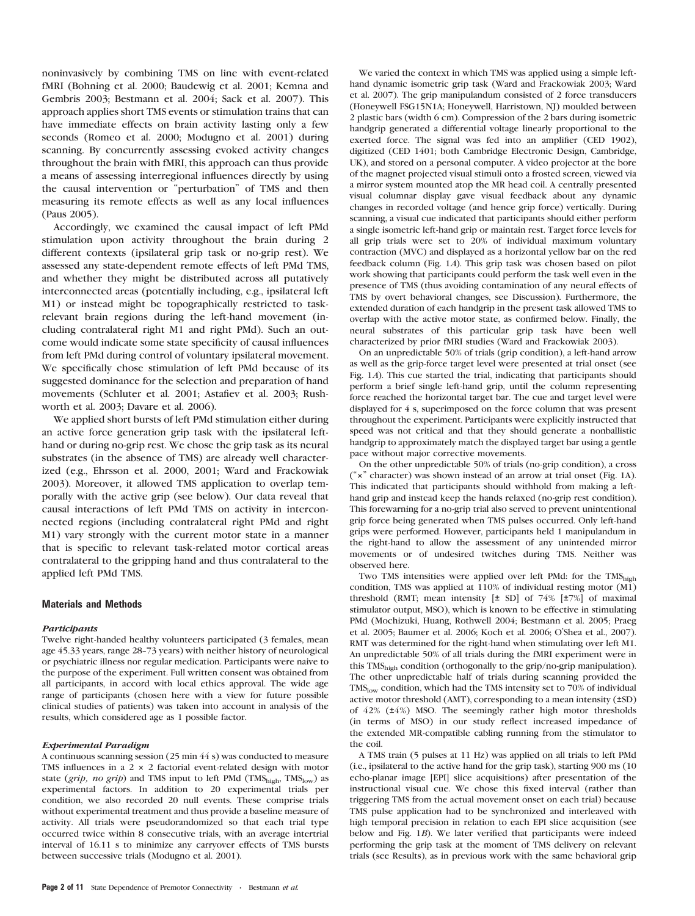noninvasively by combining TMS on line with event-related fMRI (Bohning et al. 2000; Baudewig et al. 2001; Kemna and Gembris 2003; Bestmann et al. 2004; Sack et al. 2007). This approach applies short TMS events or stimulation trains that can have immediate effects on brain activity lasting only a few seconds (Romeo et al. 2000; Modugno et al. 2001) during scanning. By concurrently assessing evoked activity changes throughout the brain with fMRI, this approach can thus provide a means of assessing interregional influences directly by using the causal intervention or "perturbation" of TMS and then measuring its remote effects as well as any local influences (Paus 2005).

Accordingly, we examined the causal impact of left PMd stimulation upon activity throughout the brain during 2 different contexts (ipsilateral grip task or no-grip rest). We assessed any state-dependent remote effects of left PMd TMS, and whether they might be distributed across all putatively interconnected areas (potentially including, e.g., ipsilateral left M1) or instead might be topographically restricted to task-relevant brain regions during the left-hand movement (including contralateral right M1 and right PMd). Such an outcome would indicate some state specificity of causal influences from left PMd during control of voluntary ipsilateral movement. We specifically chose stimulation of left PMd because of its suggested dominance for the selection and preparation of hand movements (Schluter et al. 2001; Astafiev et al. 2003; Rushworth et al. 2003; Davare et al. 2006).

We applied short bursts of left PMd stimulation either during an active force generation grip task with the ipsilateral left-hand or during no-grip rest. We chose the grip task as its neural substrates (in the absence of TMS) are already well characterized (e.g., Ehrsson et al. 2000, 2001; Ward and Frackowiak 2003). Moreover, it allowed TMS application to overlap temporally with the active grip (see below). Our data reveal that causal interactions of left PMd TMS on activity in interconnected regions (including contralateral right PMd and right M1) vary strongly with the current motor state in a manner that is specific to relevant task-related motor cortical areas contralateral to the gripping hand and thus contralateral to the applied left PMd TMS.

## Materials and Methods

### *Participants*

Twelve right-handed healthy volunteers participated (3 females, mean age 45.33 years, range 28–73 years) with neither history of neurological or psychiatric illness nor regular medication. Participants were naive to the purpose of the experiment. Full written consent was obtained from all participants, in accord with local ethics approval. The wide age range of participants (chosen here with a view for future possible clinical studies of patients) was taken into account in analysis of the results, which considered age as 1 possible factor.

### *Experimental Paradigm*

A continuous scanning session (25 min 44 s) was conducted to measure TMS influences in a 2 × 2 factorial event-related design with motor state (*grip, no grip*) and TMS input to left PMd ($TMS_{high}$, $TMS_{low}$) as experimental factors. In addition to 20 experimental trials per condition, we also recorded 20 null events. These comprise trials without experimental treatment and thus provide a baseline measure of activity. All trials were pseudorandomized so that each trial type occurred twice within 8 consecutive trials, with an average intertrial interval of 16.11 s to minimize any carryover effects of TMS bursts between successive trials (Modugno et al. 2001).

We varied the context in which TMS was applied using a simple left-hand dynamic isometric grip task (Ward and Frackowiak 2003; Ward et al. 2007). The grip manipulandum consisted of 2 force transducers (Honeywell FSG15N1A; Honeywell, Harristown, NJ) moulded between 2 plastic bars (width 6 cm). Compression of the 2 bars during isometric handgrip generated a differential voltage linearly proportional to the exerted force. The signal was fed into an amplifier (CED 1902), digitized (CED 1401; both Cambridge Electronic Design, Cambridge, UK), and stored on a personal computer. A video projector at the bore of the magnet projected visual stimuli onto a frosted screen, viewed via a mirror system mounted atop the MR head coil. A centrally presented visual columnar display gave visual feedback about any dynamic changes in recorded voltage (and hence grip force) vertically. During scanning, a visual cue indicated that participants should either perform a single isometric left-hand grip or maintain rest. Target force levels for all grip trials were set to 20% of individual maximum voluntary contraction (MVC) and displayed as a horizontal yellow bar on the red feedback column (Fig. 1*A*). This grip task was chosen based on pilot work showing that participants could perform the task well even in the presence of TMS (thus avoiding contamination of any neural effects of TMS by overt behavioral changes, see Discussion). Furthermore, the extended duration of each handgrip in the present task allowed TMS to overlap with the active motor state, as confirmed below. Finally, the neural substrates of this particular grip task have been well characterized by prior fMRI studies (Ward and Frackowiak 2003).

On an unpredictable 50% of trials (grip condition), a left-hand arrow as well as the grip-force target level were presented at trial onset (see Fig. 1*A*). This cue started the trial, indicating that participants should perform a brief single left-hand grip, until the column representing force reached the horizontal target bar. The cue and target level were displayed for 4 s, superimposed on the force column that was present throughout the experiment. Participants were explicitly instructed that speed was not critical and that they should generate a nonballistic handgrip to approximately match the displayed target bar using a gentle pace without major corrective movements.

On the other unpredictable 50% of trials (no-grip condition), a cross ("×" character) was shown instead of an arrow at trial onset (Fig. 1A). This indicated that participants should withhold from making a left-hand grip and instead keep the hands relaxed (no-grip rest condition). This forewarning for a no-grip trial also served to prevent unintentional grip force being generated when TMS pulses occurred. Only left-hand grips were performed. However, participants held 1 manipulandum in the right-hand to allow the assessment of any unintended mirror movements or of undesired twitches during TMS. Neither was observed here.

Two TMS intensities were applied over left PMd: for the $TMS_{high}$ condition, TMS was applied at 110% of individual resting motor (M1) threshold (RMT; mean intensity [± SD] of 74% [±7%] of maximal stimulator output, MSO), which is known to be effective in stimulating PMd (Mochizuki, Huang, Rothwell 2004; Bestmann et al. 2005; Praeg et al. 2005; Baumer et al. 2006; Koch et al. 2006; O'Shea et al., 2007). RMT was determined for the right-hand when stimulating over left M1. An unpredictable 50% of all trials during the fMRI experiment were in this $TMS_{high}$ condition (orthogonally to the grip/no-grip manipulation). The other unpredictable half of trials during scanning provided the $TMS_{low}$ condition, which had the TMS intensity set to 70% of individual active motor threshold (AMT), corresponding to a mean intensity (±SD) of 42% (±4%) MSO. The seemingly rather high motor thresholds (in terms of MSO) in our study reflect increased impedance of the extended MR-compatible cabling running from the stimulator to the coil.

A TMS train (5 pulses at 11 Hz) was applied on all trials to left PMd (i.e., ipsilateral to the active hand for the grip task), starting 900 ms (10 echo-planar image [EPI] slice acquisitions) after presentation of the instructional visual cue. We chose this fixed interval (rather than triggering TMS from the actual movement onset on each trial) because TMS pulse application had to be synchronized and interleaved with high temporal precision in relation to each EPI slice acquisition (see below and Fig. 1*B*). We later verified that participants were indeed performing the grip task at the moment of TMS delivery on relevant trials (see Results), as in previous work with the same behavioral grip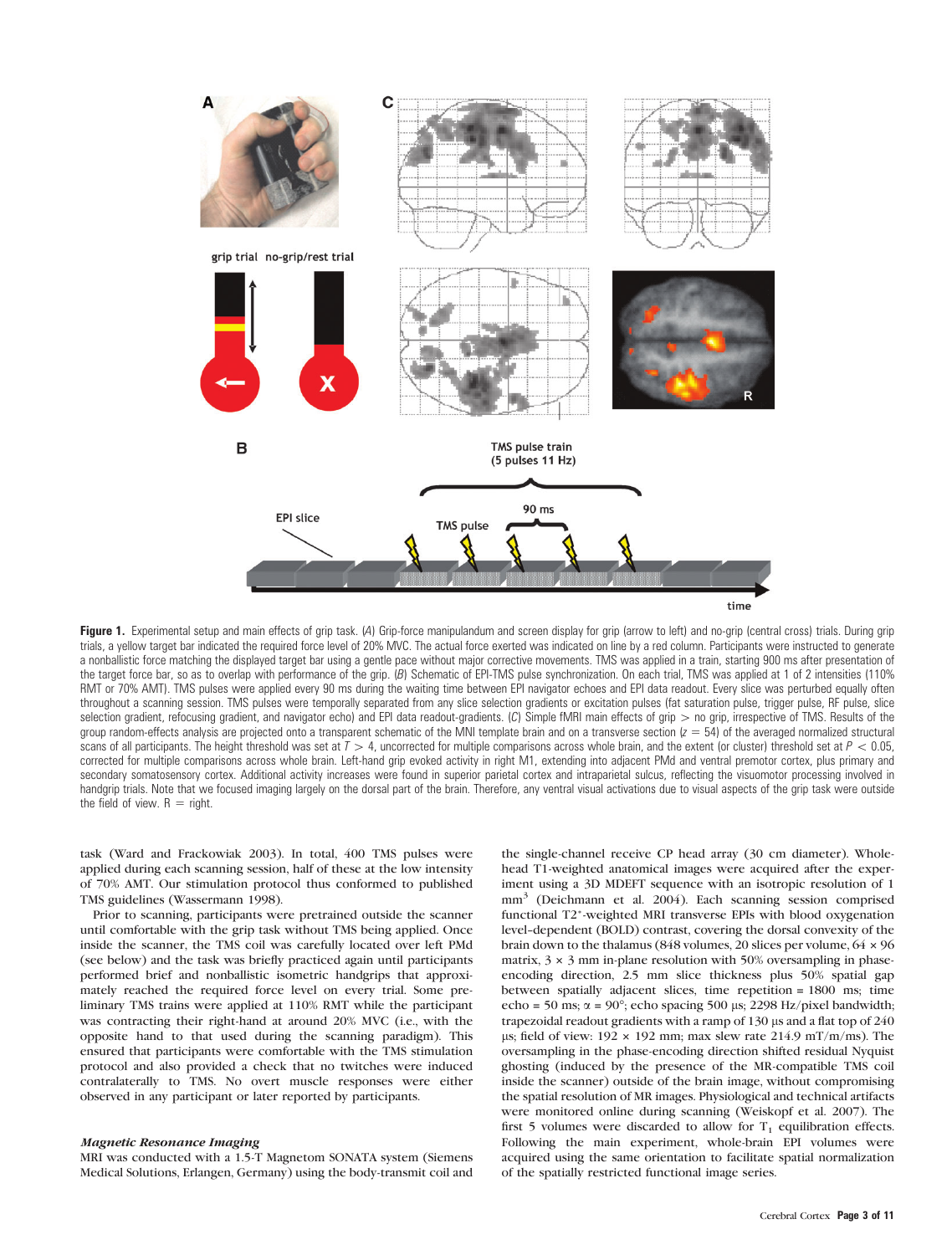**Figure 1.** Experimental setup and main effects of grip task. (*A*) Grip-force manipulandum and screen display for grip (arrow to left) and no-grip (central cross) trials. During grip trials, a yellow target bar indicated the required force level of 20% MVC. The actual force exerted was indicated on line by a red column. Participants were instructed to generate a nonballistic force matching the displayed target bar using a gentle pace without major corrective movements. TMS was applied in a train, starting 900 ms after presentation of the target force bar, so as to overlap with performance of the grip. (*B*) Schematic of EPI-TMS pulse synchronization. On each trial, TMS was applied at 1 of 2 intensities (110% RMT or 70% AMT). TMS pulses were applied every 90 ms during the waiting time between EPI navigator echoes and EPI data readout. Every slice was perturbed equally often throughout a scanning session. TMS pulses were temporally separated from any slice selection gradients or excitation pulses (fat saturation pulse, trigger pulse, RF pulse, slice selection gradient, refocusing gradient, and navigator echo) and EPI data readout-gradients. (*C*) Simple fMRI main effects of grip > no grip, irrespective of TMS. Results of the group random-effects analysis are projected onto a transparent schematic of the MNI template brain and on a transverse section ($z = 54$) of the averaged normalized structural scans of all participants. The height threshold was set at $T > 4$, uncorrected for multiple comparisons across whole brain, and the extent (or cluster) threshold set at $P < 0.05$, corrected for multiple comparisons across whole brain. Left-hand grip evoked activity in right M1, extending into adjacent PMd and ventral premotor cortex, plus primary and secondary somatosensory cortex. Additional activity increases were found in superior parietal cortex and intraparietal sulcus, reflecting the visuomotor processing involved in handgrip trials. Note that we focused imaging largely on the dorsal part of the brain. Therefore, any ventral visual activations due to visual aspects of the grip task were outside the field of view. R = right.

task (Ward and Frackowiak 2003). In total, 400 TMS pulses were applied during each scanning session, half of these at the low intensity of 70% AMT. Our stimulation protocol thus conformed to published TMS guidelines (Wassermann 1998).

Prior to scanning, participants were pretrained outside the scanner until comfortable with the grip task without TMS being applied. Once inside the scanner, the TMS coil was carefully located over left PMd (see below) and the task was briefly practiced again until participants performed brief and nonballistic isometric handgrips that approximately reached the required force level on every trial. Some preliminary TMS trains were applied at 110% RMT while the participant was contracting their right-hand at around 20% MVC (i.e., with the opposite hand to that used during the scanning paradigm). This ensured that participants were comfortable with the TMS stimulation protocol and also provided a check that no twitches were induced contralaterally to TMS. No overt muscle responses were either observed in any participant or later reported by participants.

### *Magnetic Resonance Imaging*

MRI was conducted with a 1.5-T Magnetom SONATA system (Siemens Medical Solutions, Erlangen, Germany) using the body-transmit coil and the single-channel receive CP head array (30 cm diameter). Whole-head T1-weighted anatomical images were acquired after the experiment using a 3D MDEFT sequence with an isotropic resolution of 1 $mm^3$ (Deichmann et al. 2004). Each scanning session comprised functional $T_2^*$-weighted MRI transverse EPIs with blood oxygenation level–dependent (BOLD) contrast, covering the dorsal convexity of the brain down to the thalamus (848 volumes, 20 slices per volume, $64 \times 96$ matrix, $3 \times 3$ mm in-plane resolution with 50% oversampling in phase-encoding direction, 2.5 mm slice thickness plus 50% spatial gap between spatially adjacent slices, time repetition = 1800 ms; time echo = 50 ms; $\alpha = 90°$; echo spacing 500 µs; 2298 Hz/pixel bandwidth; trapezoidal readout gradients with a ramp of 130 µs and a flat top of 240 µs; field of view: $192 \times 192$ mm; max slew rate 214.9 mT/m/ms). The oversampling in the phase-encoding direction shifted residual Nyquist ghosting (induced by the presence of the MR-compatible TMS coil inside the scanner) outside of the brain image, without compromising the spatial resolution of MR images. Physiological and technical artifacts were monitored online during scanning (Weiskopf et al. 2007). The first 5 volumes were discarded to allow for $T_1$ equilibration effects. Following the main experiment, whole-brain EPI volumes were acquired using the same orientation to facilitate spatial normalization of the spatially restricted functional image series.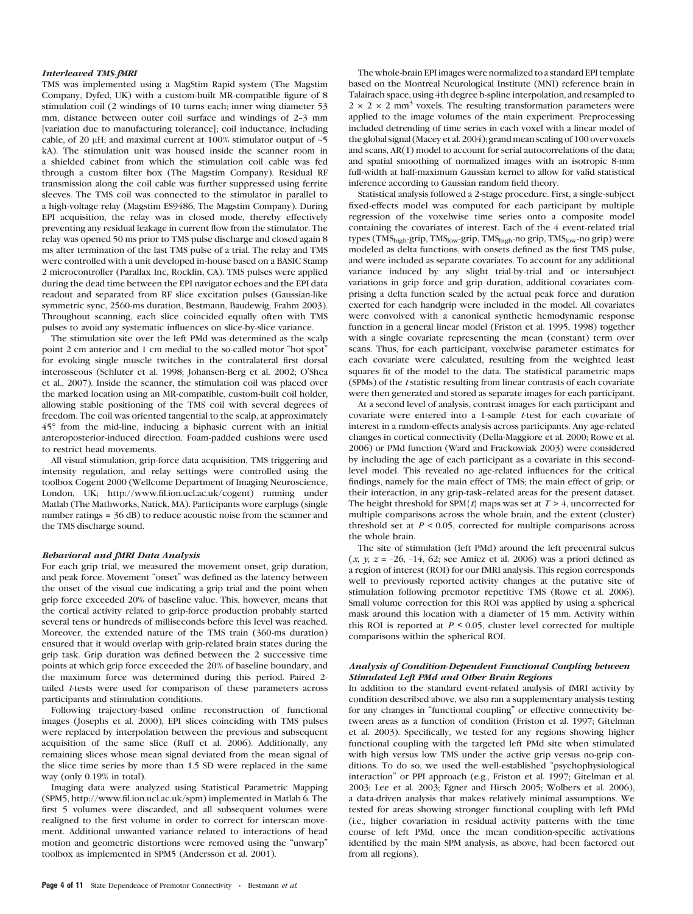### *Interleaved TMS-fMRI*

TMS was implemented using a MagStim Rapid system (The Magstim Company, Dyfed, UK) with a custom-built MR-compatible figure of 8 stimulation coil (2 windings of 10 turns each; inner wing diameter 53 mm, distance between outer coil surface and windings of 2–3 mm [variation due to manufacturing tolerance]; coil inductance, including cable, of 20 μH; and maximal current at 100% stimulator output of ~5 kA). The stimulation unit was housed inside the scanner room in a shielded cabinet from which the stimulation coil cable was fed through a custom filter box (The Magstim Company). Residual RF transmission along the coil cable was further suppressed using ferrite sleeves. The TMS coil was connected to the stimulator in parallel to a high-voltage relay (Magstim ES9486, The Magstim Company). During EPI acquisition, the relay was in closed mode, thereby effectively preventing any residual leakage in current flow from the stimulator. The relay was opened 50 ms prior to TMS pulse discharge and closed again 8 ms after termination of the last TMS pulse of a trial. The relay and TMS were controlled with a unit developed in-house based on a BASIC Stamp 2 microcontroller (Parallax Inc, Rocklin, CA). TMS pulses were applied during the dead time between the EPI navigator echoes and the EPI data readout and separated from RF slice excitation pulses (Gaussian-like symmetric sync, 2560-ms duration, Bestmann, Baudewig, Frahm 2003). Throughout scanning, each slice coincided equally often with TMS pulses to avoid any systematic influences on slice-by-slice variance.

The stimulation site over the left PMd was determined as the scalp point 2 cm anterior and 1 cm medial to the so-called motor "hot spot" for evoking single muscle twitches in the contralateral first dorsal interosseous (Schluter et al. 1998; Johansen-Berg et al. 2002; O'Shea et al., 2007). Inside the scanner, the stimulation coil was placed over the marked location using an MR-compatible, custom-built coil holder, allowing stable positioning of the TMS coil with several degrees of freedom. The coil was oriented tangential to the scalp, at approximately 45° from the mid-line, inducing a biphasic current with an initial anteroposterior-induced direction. Foam-padded cushions were used to restrict head movements.

All visual stimulation, grip-force data acquisition, TMS triggering and intensity regulation, and relay settings were controlled using the toolbox Cogent 2000 (Wellcome Department of Imaging Neuroscience, London, UK; http://www.fil.ion.ucl.ac.uk/cogent) running under Matlab (The Mathworks, Natick, MA). Participants wore earplugs (single number ratings = 36 dB) to reduce acoustic noise from the scanner and the TMS discharge sound.

### *Behavioral and fMRI Data Analysis*

For each grip trial, we measured the movement onset, grip duration, and peak force. Movement "onset" was defined as the latency between the onset of the visual cue indicating a grip trial and the point when grip force exceeded 20% of baseline value. This, however, means that the cortical activity related to grip-force production probably started several tens or hundreds of milliseconds before this level was reached. Moreover, the extended nature of the TMS train (360-ms duration) ensured that it would overlap with grip-related brain states during the grip task. Grip duration was defined between the 2 successive time points at which grip force exceeded the 20% of baseline boundary, and the maximum force was determined during this period. Paired 2-tailed *t*-tests were used for comparison of these parameters across participants and stimulation conditions.

Following trajectory-based online reconstruction of functional images (Josephs et al. 2000), EPI slices coinciding with TMS pulses were replaced by interpolation between the previous and subsequent acquisition of the same slice (Ruff et al. 2006). Additionally, any remaining slices whose mean signal deviated from the mean signal of the slice time series by more than 1.5 SD were replaced in the same way (only 0.19% in total).

Imaging data were analyzed using Statistical Parametric Mapping (SPM5, http://www.fil.ion.ucl.ac.uk/spm) implemented in Matlab 6. The first 5 volumes were discarded, and all subsequent volumes were realigned to the first volume in order to correct for interscan movement. Additional unwanted variance related to interactions of head motion and geometric distortions were removed using the "unwarp" toolbox as implemented in SPM5 (Andersson et al. 2001).

The whole-brain EPI images were normalized to a standard EPI template based on the Montreal Neurological Institute (MNI) reference brain in Talairach space, using 4th degree b-spline interpolation, and resampled to $2 \times 2 \times 2$ mm$^3$ voxels. The resulting transformation parameters were applied to the image volumes of the main experiment. Preprocessing included detrending of time series in each voxel with a linear model of the global signal (Macey et al. 2004); grand mean scaling of 100 over voxels and scans, AR(1) model to account for serial autocorrelations of the data; and spatial smoothing of normalized images with an isotropic 8-mm full-width at half-maximum Gaussian kernel to allow for valid statistical inference according to Gaussian random field theory.

Statistical analysis followed a 2-stage procedure. First, a single-subject fixed-effects model was computed for each participant by multiple regression of the voxelwise time series onto a composite model containing the covariates of interest. Each of the 4 event-related trial types (TMS$_{high}$-grip, TMS$_{low}$-grip, TMS$_{high}$-no grip, TMS$_{low}$-no grip) were modeled as delta functions, with onsets defined as the first TMS pulse, and were included as separate covariates. To account for any additional variance induced by any slight trial-by-trial and or intersubject variations in grip force and grip duration, additional covariates comprising a delta function scaled by the actual peak force and duration exerted for each handgrip were included in the model. All covariates were convolved with a canonical synthetic hemodynamic response function in a general linear model (Friston et al. 1995, 1998) together with a single covariate representing the mean (constant) term over scans. Thus, for each participant, voxelwise parameter estimates for each covariate were calculated, resulting from the weighted least squares fit of the model to the data. The statistical parametric maps (SPMs) of the *t* statistic resulting from linear contrasts of each covariate were then generated and stored as separate images for each participant.

At a second level of analysis, contrast images for each participant and covariate were entered into a 1-sample *t*-test for each covariate of interest in a random-effects analysis across participants. Any age-related changes in cortical connectivity (Della-Maggiore et al. 2000; Rowe et al. 2006) or PMd function (Ward and Frackowiak 2003) were considered by including the age of each participant as a covariate in this second-level model. This revealed no age-related influences for the critical findings, namely for the main effect of TMS; the main effect of grip; or their interaction, in any grip-task–related areas for the present dataset. The height threshold for SPM{$t$} maps was set at $T > 4$, uncorrected for multiple comparisons across the whole brain, and the extent (cluster) threshold set at $P < 0.05$, corrected for multiple comparisons across the whole brain.

The site of stimulation (left PMd) around the left precentral sulcus ($x$, $y$, $z$ = –26, –14, 62; see Amiez et al. 2006) was a priori defined as a region of interest (ROI) for our fMRI analysis. This region corresponds well to previously reported activity changes at the putative site of stimulation following premotor repetitive TMS (Rowe et al. 2006). Small volume correction for this ROI was applied by using a spherical mask around this location with a diameter of 15 mm. Activity within this ROI is reported at $P < 0.05$, cluster level corrected for multiple comparisons within the spherical ROI.

### *Analysis of Condition-Dependent Functional Coupling between Stimulated Left PMd and Other Brain Regions*

In addition to the standard event-related analysis of fMRI activity by condition described above, we also ran a supplementary analysis testing for any changes in "functional coupling" or effective connectivity between areas as a function of condition (Friston et al. 1997; Gitelman et al. 2003). Specifically, we tested for any regions showing higher functional coupling with the targeted left PMd site when stimulated with high versus low TMS under the active grip versus no-grip conditions. To do so, we used the well-established "psychophysiological interaction" or PPI approach (e.g., Friston et al. 1997; Gitelman et al. 2003; Lee et al. 2003; Egner and Hirsch 2005; Wolbers et al. 2006), a data-driven analysis that makes relatively minimal assumptions. We tested for areas showing stronger functional coupling with left PMd (i.e., higher covariation in residual activity patterns with the time course of left PMd, once the mean condition-specific activations identified by the main SPM analysis, as above, had been factored out from all regions).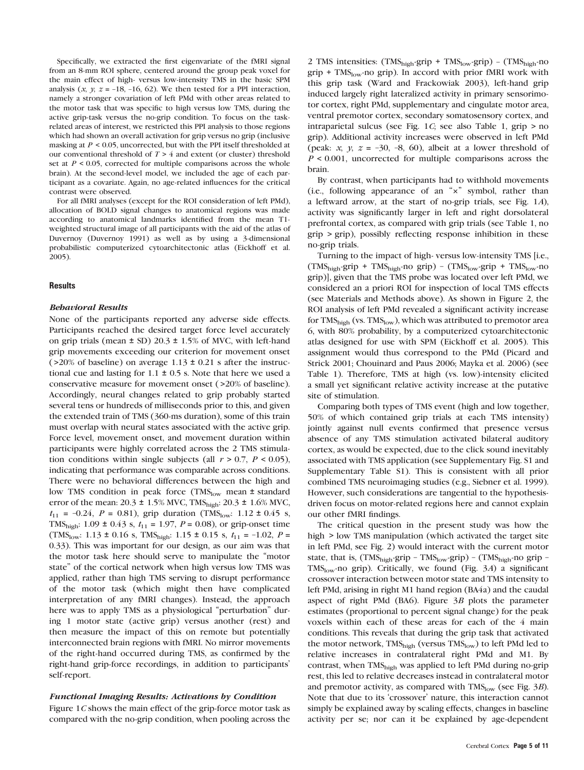Specifically, we extracted the first eigenvariate of the fMRI signal from an 8-mm ROI sphere, centered around the group peak voxel for the main effect of high- versus low-intensity TMS in the basic SPM analysis ($x$, $y$, $z$ = –18, –16, 62). We then tested for a PPI interaction, namely a stronger covariation of left PMd with other areas related to the motor task that was specific to high versus low TMS, during the active grip-task versus the no-grip condition. To focus on the task-related areas of interest, we restricted this PPI analysis to those regions which had shown an overall activation for grip versus no grip (inclusive masking at $P < 0.05$, uncorrected, but with the PPI itself thresholded at our conventional threshold of $T > 4$ and extent (or cluster) threshold set at $P < 0.05$, corrected for multiple comparisons across the whole brain). At the second-level model, we included the age of each participant as a covariate. Again, no age-related influences for the critical contrast were observed.

For all fMRI analyses (except for the ROI consideration of left PMd), allocation of BOLD signal changes to anatomical regions was made according to anatomical landmarks identified from the mean T1-weighted structural image of all participants with the aid of the atlas of Duvernoy (Duvernoy 1991) as well as by using a 3-dimensional probabilistic computerized cytoarchitectonic atlas (Eickhoff et al. 2005).

## Results

### *Behavioral Results*

None of the participants reported any adverse side effects. Participants reached the desired target force level accurately on grip trials (mean ± SD) 20.3 ± 1.5% of MVC, with left-hand grip movements exceeding our criterion for movement onset (>20% of baseline) on average 1.13 ± 0.21 s after the instructional cue and lasting for 1.1 ± 0.5 s. Note that here we used a conservative measure for movement onset (>20% of baseline). Accordingly, neural changes related to grip probably started several tens or hundreds of milliseconds prior to this, and given the extended train of TMS (360-ms duration), some of this train must overlap with neural states associated with the active grip. Force level, movement onset, and movement duration within participants were highly correlated across the 2 TMS stimulation conditions within single subjects (all $r > 0.7$, $P < 0.05$), indicating that performance was comparable across conditions. There were no behavioral differences between the high and low TMS condition in peak force ($TMS_{low}$ mean ± standard error of the mean: 20.3 ± 1.5% MVC, $TMS_{high}$: 20.3 ± 1.6% MVC, $t_{11} = -0.24$, $P = 0.81$), grip duration ($TMS_{low}$: 1.12 ± 0.45 s, $TMS_{high}$: 1.09 ± 0.43 s, $t_{11} = 1.97$, $P = 0.08$), or grip-onset time ($TMS_{low}$: 1.13 ± 0.16 s, $TMS_{high}$: 1.15 ± 0.15 s, $t_{11} = -1.02$, $P = 0.33$). This was important for our design, as our aim was that the motor task here should serve to manipulate the "motor state" of the cortical network when high versus low TMS was applied, rather than high TMS serving to disrupt performance of the motor task (which might then have complicated interpretation of any fMRI changes). Instead, the approach here was to apply TMS as a physiological "perturbation" during 1 motor state (active grip) versus another (rest) and then measure the impact of this on remote but potentially interconnected brain regions with fMRI. No mirror movements of the right-hand occurred during TMS, as confirmed by the right-hand grip-force recordings, in addition to participants' self-report.

### *Functional Imaging Results: Activations by Condition*

Figure 1*C* shows the main effect of the grip-force motor task as compared with the no-grip condition, when pooling across the 2 TMS intensities: ($TMS_{high}$-grip + $TMS_{low}$-grip) – ($TMS_{high}$-no grip + $TMS_{low}$-no grip). In accord with prior fMRI work with this grip task (Ward and Frackowiak 2003), left-hand grip induced largely right lateralized activity in primary sensorimotor cortex, right PMd, supplementary and cingulate motor area, ventral premotor cortex, secondary somatosensory cortex, and intraparietal sulcus (see Fig. 1*C*; see also Table 1, grip > no grip). Additional activity increases were observed in left PMd (peak: $x$, $y$, $z$ = –30, –8, 60), albeit at a lower threshold of $P < 0.001$, uncorrected for multiple comparisons across the brain.

By contrast, when participants had to withhold movements (i.e., following appearance of an "×" symbol, rather than a leftward arrow, at the start of no-grip trials, see Fig. 1*A*), activity was significantly larger in left and right dorsolateral prefrontal cortex, as compared with grip trials (see Table 1, no grip > grip), possibly reflecting response inhibition in these no-grip trials.

Turning to the impact of high- versus low-intensity TMS [i.e., ($TMS_{high}$-grip + $TMS_{high}$-no grip) – ($TMS_{low}$-grip + $TMS_{low}$-no grip)], given that the TMS probe was located over left PMd, we considered an a priori ROI for inspection of local TMS effects (see Materials and Methods above). As shown in Figure 2, the ROI analysis of left PMd revealed a significant activity increase for $TMS_{high}$ (vs. $TMS_{low}$), which was attributed to premotor area 6, with 80% probability, by a computerized cytoarchitectonic atlas designed for use with SPM (Eickhoff et al. 2005). This assignment would thus correspond to the PMd (Picard and Strick 2001; Chouinard and Paus 2006; Mayka et al. 2006) (see Table 1). Therefore, TMS at high (vs. low)-intensity elicited a small yet significant relative activity increase at the putative site of stimulation.

Comparing both types of TMS event (high and low together, 50% of which contained grip trials at each TMS intensity) jointly against null events confirmed that presence versus absence of any TMS stimulation activated bilateral auditory cortex, as would be expected, due to the click sound inevitably associated with TMS application (see Supplementary Fig. S1 and Supplementary Table S1). This is consistent with all prior combined TMS neuroimaging studies (e.g., Siebner et al. 1999). However, such considerations are tangential to the hypothesis-driven focus on motor-related regions here and cannot explain our other fMRI findings.

The critical question in the present study was how the high > low TMS manipulation (which activated the target site in left PMd, see Fig. 2) would interact with the current motor state, that is, ($TMS_{high}$-grip – $TMS_{low}$-grip) – ($TMS_{high}$-no grip – $TMS_{low}$-no grip). Critically, we found (Fig. 3*A*) a significant crossover interaction between motor state and TMS intensity to left PMd, arising in right M1 hand region (BA4a) and the caudal aspect of right PMd (BA6). Figure 3*B* plots the parameter estimates (proportional to percent signal change) for the peak voxels within each of these areas for each of the 4 main conditions. This reveals that during the grip task that activated the motor network, $TMS_{high}$ (versus $TMS_{low}$) to left PMd led to relative increases in contralateral right PMd and M1. By contrast, when $TMS_{high}$ was applied to left PMd during no-grip rest, this led to relative decreases instead in contralateral motor and premotor activity, as compared with $TMS_{low}$ (see Fig. 3*B*). Note that due to its 'crossover' nature, this interaction cannot simply be explained away by scaling effects, changes in baseline activity per se; nor can it be explained by age-dependent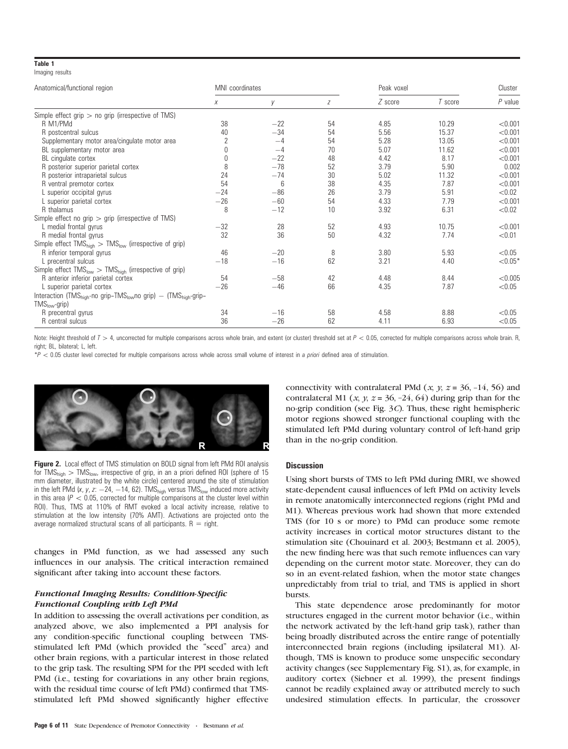**Table 1**
Imaging results

| Anatomical/functional region | MNI coordinates | | | Peak voxel | | Cluster |
|---|---|---|---|---|---|---|
| | $x$ | $y$ | $z$ | $Z$ score | $T$ score | $P$ value |
| Simple effect grip > no grip (irrespective of TMS) | | | | | | |
| R M1/PMd | 38 | −22 | 54 | 4.85 | 10.29 | <0.001 |
| R postcentral sulcus | 40 | −34 | 54 | 5.56 | 15.37 | <0.001 |
| Supplementary motor area/cingulate motor area | 2 | −4 | 54 | 5.28 | 13.05 | <0.001 |
| BL supplementary motor area | 0 | −4 | 70 | 5.07 | 11.62 | <0.001 |
| BL cingulate cortex | 0 | −22 | 48 | 4.42 | 8.17 | <0.001 |
| R posterior superior parietal cortex | 8 | −78 | 52 | 3.79 | 5.90 | 0.002 |
| R posterior intraparietal sulcus | 24 | −74 | 30 | 5.02 | 11.32 | <0.001 |
| R ventral premotor cortex | 54 | 6 | 38 | 4.35 | 7.87 | <0.001 |
| L superior occipital gyrus | −24 | −86 | 26 | 3.79 | 5.91 | <0.02 |
| L superior parietal cortex | −26 | −60 | 54 | 4.33 | 7.79 | <0.001 |
| R thalamus | 8 | −12 | 10 | 3.92 | 6.31 | <0.02 |
| Simple effect no grip > grip (irrespective of TMS) | | | | | | |
| L medial frontal gyrus | −32 | 28 | 52 | 4.93 | 10.75 | <0.001 |
| R medial frontal gyrus | 32 | 36 | 50 | 4.32 | 7.74 | <0.01 |
| Simple effect $TMS_{high}$ > $TMS_{low}$ (irrespective of grip) | | | | | | |
| R inferior temporal gyrus | 46 | −20 | 8 | 3.80 | 5.93 | <0.05 |
| L precentral sulcus | −18 | −16 | 62 | 3.21 | 4.40 | <0.05* |
| Simple effect $TMS_{low}$ > $TMS_{high}$ (irrespective of grip) | | | | | | |
| R anterior inferior parietal cortex | 54 | −58 | 42 | 4.48 | 8.44 | <0.005 |
| L superior parietal cortex | −26 | −46 | 66 | 4.35 | 7.87 | <0.05 |
| Interaction ($TMS_{high}$-no grip–$TMS_{low}$no grip) − ($TMS_{high}$-grip–$TMS_{low}$-grip) | | | | | | |
| R precentral gyrus | 34 | −16 | 58 | 4.58 | 8.88 | <0.05 |
| R central sulcus | 36 | −26 | 62 | 4.11 | 6.93 | <0.05 |

Note: Height threshold of $T > 4$, uncorrected for multiple comparisons across whole brain, and extent (or cluster) threshold set at $P < 0.05$, corrected for multiple comparisons across whole brain. R, right; BL, bilateral; L, left.

*$P < 0.05$ cluster level corrected for multiple comparisons across whole across small volume of interest in *a priori* defined area of stimulation.

**Figure 2.** Local effect of TMS stimulation on BOLD signal from left PMd ROI analysis for $TMS_{high}$ > $TMS_{low}$, irrespective of grip, in an a priori defined ROI (sphere of 15 mm diameter, illustrated by the white circle) centered around the site of stimulation in the left PMd ($x$, $y$, $z$: −24, −14, 62). $TMS_{high}$ versus $TMS_{low}$ induced more activity in this area ($P < 0.05$, corrected for multiple comparisons at the cluster level within ROI). Thus, TMS at 110% of RMT evoked a local activity increase, relative to stimulation at the low intensity (70% AMT). Activations are projected onto the average normalized structural scans of all participants. R = right.

changes in PMd function, as we had assessed any such influences in our analysis. The critical interaction remained significant after taking into account these factors.

### *Functional Imaging Results: Condition-Specific Functional Coupling with Left PMd*

In addition to assessing the overall activations per condition, as analyzed above, we also implemented a PPI analysis for any condition-specific functional coupling between TMS-stimulated left PMd (which provided the "seed" area) and other brain regions, with a particular interest in those related to the grip task. The resulting SPM for the PPI seeded with left PMd (i.e., testing for covariations in any other brain regions, with the residual time course of left PMd) confirmed that TMS-stimulated left PMd showed significantly higher effective connectivity with contralateral PMd ($x$, $y$, $z$ = 36, −14, 56) and contralateral M1 ($x$, $y$, $z$ = 36, −24, 64) during grip than for the no-grip condition (see Fig. 3*C*). Thus, these right hemispheric motor regions showed stronger functional coupling with the stimulated left PMd during voluntary control of left-hand grip than in the no-grip condition.

## Discussion

Using short bursts of TMS to left PMd during fMRI, we showed state-dependent causal influences of left PMd on activity levels in remote anatomically interconnected regions (right PMd and M1). Whereas previous work had shown that more extended TMS (for 10 s or more) to PMd can produce some remote activity increases in cortical motor structures distant to the stimulation site (Chouinard et al. 2003; Bestmann et al. 2005), the new finding here was that such remote influences can vary depending on the current motor state. Moreover, they can do so in an event-related fashion, when the motor state changes unpredictably from trial to trial, and TMS is applied in short bursts.

This state dependence arose predominantly for motor structures engaged in the current motor behavior (i.e., within the network activated by the left-hand grip task), rather than being broadly distributed across the entire range of potentially interconnected brain regions (including ipsilateral M1). Although, TMS is known to produce some unspecific secondary activity changes (see Supplementary Fig. S1), as, for example, in auditory cortex (Siebner et al. 1999), the present findings cannot be readily explained away or attributed merely to such undesired stimulation effects. In particular, the crossover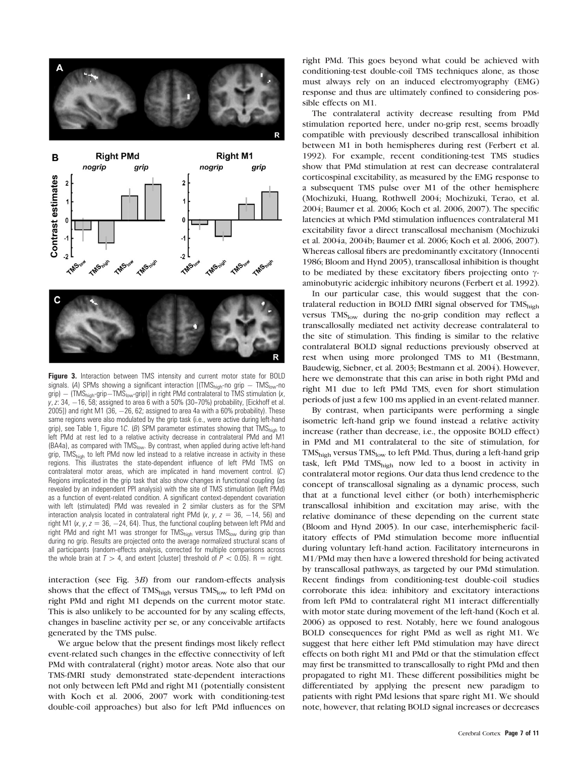**Figure 3.** Interaction between TMS intensity and current motor state for BOLD signals. (A) SPMs showing a significant interaction [($TMS_{high}$-no grip − $TMS_{low}$-no grip) − ($TMS_{high}$-grip−$TMS_{low}$-grip)] in right PMd contralateral to TMS stimulation (x, y, z: 34, −16, 58; assigned to area 6 with a 50% (30–70%) probability, [Eickhoff et al. 2005]) and right M1 (36, −26, 62; assigned to area 4a with a 60% probability). These same regions were also modulated by the grip task (i.e., were active during left-hand grip), see Table 1, Figure 1C. (B) SPM parameter estimates showing that $TMS_{high}$ to left PMd at rest led to a relative activity decrease in contralateral PMd and M1 (BA4a), as compared with $TMS_{low}$. By contrast, when applied during active left-hand grip, $TMS_{high}$ to left PMd now led instead to a relative increase in activity in these regions. This illustrates the state-dependent influence of left PMd TMS on contralateral motor areas, which are implicated in hand movement control. (C) Regions implicated in the grip task that also show changes in functional coupling (as revealed by an independent PPI analysis) with the site of TMS stimulation (left PMd) as a function of event-related condition. A significant context-dependent covariation with left (stimulated) PMd was revealed in 2 similar clusters as for the SPM interaction analysis located in contralateral right PMd (x, y, z = 36, −14, 56) and right M1 (x, y, z = 36, −24, 64). Thus, the functional coupling between left PMd and right PMd and right M1 was stronger for $TMS_{high}$ versus $TMS_{low}$ during grip than during no grip. Results are projected onto the average normalized structural scans of all participants (random-effects analysis, corrected for multiple comparisons across the whole brain at $T > 4$, and extent [cluster] threshold of $P < 0.05$). R = right.

interaction (see Fig. 3B) from our random-effects analysis shows that the effect of $TMS_{high}$ versus $TMS_{low}$ to left PMd on right PMd and right M1 depends on the current motor state. This is also unlikely to be accounted for by any scaling effects, changes in baseline activity per se, or any conceivable artifacts generated by the TMS pulse.

We argue below that the present findings most likely reflect event-related such changes in the effective connectivity of left PMd with contralateral (right) motor areas. Note also that our TMS-fMRI study demonstrated state-dependent interactions not only between left PMd and right M1 (potentially consistent with Koch et al. 2006, 2007 work with conditioning-test double-coil approaches) but also for left PMd influences on right PMd. This goes beyond what could be achieved with conditioning-test double-coil TMS techniques alone, as those must always rely on an induced electromyography (EMG) response and thus are ultimately confined to considering possible effects on M1.

The contralateral activity decrease resulting from PMd stimulation reported here, under no-grip rest, seems broadly compatible with previously described transcallosal inhibition between M1 in both hemispheres during rest (Ferbert et al. 1992). For example, recent conditioning-test TMS studies show that PMd stimulation at rest can decrease contralateral corticospinal excitability, as measured by the EMG response to a subsequent TMS pulse over M1 of the other hemisphere (Mochizuki, Huang, Rothwell 2004; Mochizuki, Terao, et al. 2004; Baumer et al. 2006; Koch et al. 2006, 2007). The specific latencies at which PMd stimulation influences contralateral M1 excitability favor a direct transcallosal mechanism (Mochizuki et al. 2004a, 2004b; Baumer et al. 2006; Koch et al. 2006, 2007). Whereas callosal fibers are predominantly excitatory (Innocenti 1986; Bloom and Hynd 2005), transcallosal inhibition is thought to be mediated by these excitatory fibers projecting onto γ-aminobutyric acidergic inhibitory neurons (Ferbert et al. 1992).

In our particular case, this would suggest that the contralateral reduction in BOLD fMRI signal observed for $TMS_{high}$ versus $TMS_{low}$ during the no-grip condition may reflect a transcallosally mediated net activity decrease contralateral to the site of stimulation. This finding is similar to the relative contralateral BOLD signal reductions previously observed at rest when using more prolonged TMS to M1 (Bestmann, Baudewig, Siebner, et al. 2003; Bestmann et al. 2004). However, here we demonstrate that this can arise in both right PMd and right M1 due to left PMd TMS, even for short stimulation periods of just a few 100 ms applied in an event-related manner.

By contrast, when participants were performing a single isometric left-hand grip we found instead a relative activity increase (rather than decrease, i.e., the opposite BOLD effect) in PMd and M1 contralateral to the site of stimulation, for $TMS_{high}$ versus $TMS_{low}$ to left PMd. Thus, during a left-hand grip task, left PMd $TMS_{high}$ now led to a boost in activity in contralateral motor regions. Our data thus lend credence to the concept of transcallosal signaling as a dynamic process, such that at a functional level either (or both) interhemispheric transcallosal inhibition and excitation may arise, with the relative dominance of these depending on the current state (Bloom and Hynd 2005). In our case, interhemispheric facilitatory effects of PMd stimulation become more influential during voluntary left-hand action. Facilitatory interneurons in M1/PMd may then have a lowered threshold for being activated by transcallosal pathways, as targeted by our PMd stimulation. Recent findings from conditioning-test double-coil studies corroborate this idea: inhibitory and excitatory interactions from left PMd to contralateral right M1 interact differentially with motor state during movement of the left-hand (Koch et al. 2006) as opposed to rest. Notably, here we found analogous BOLD consequences for right PMd as well as right M1. We suggest that here either left PMd stimulation may have direct effects on both right M1 and PMd or that the stimulation effect may first be transmitted to transcallosally to right PMd and then propagated to right M1. These different possibilities might be differentiated by applying the present new paradigm to patients with right PMd lesions that spare right M1. We should note, however, that relating BOLD signal increases or decreases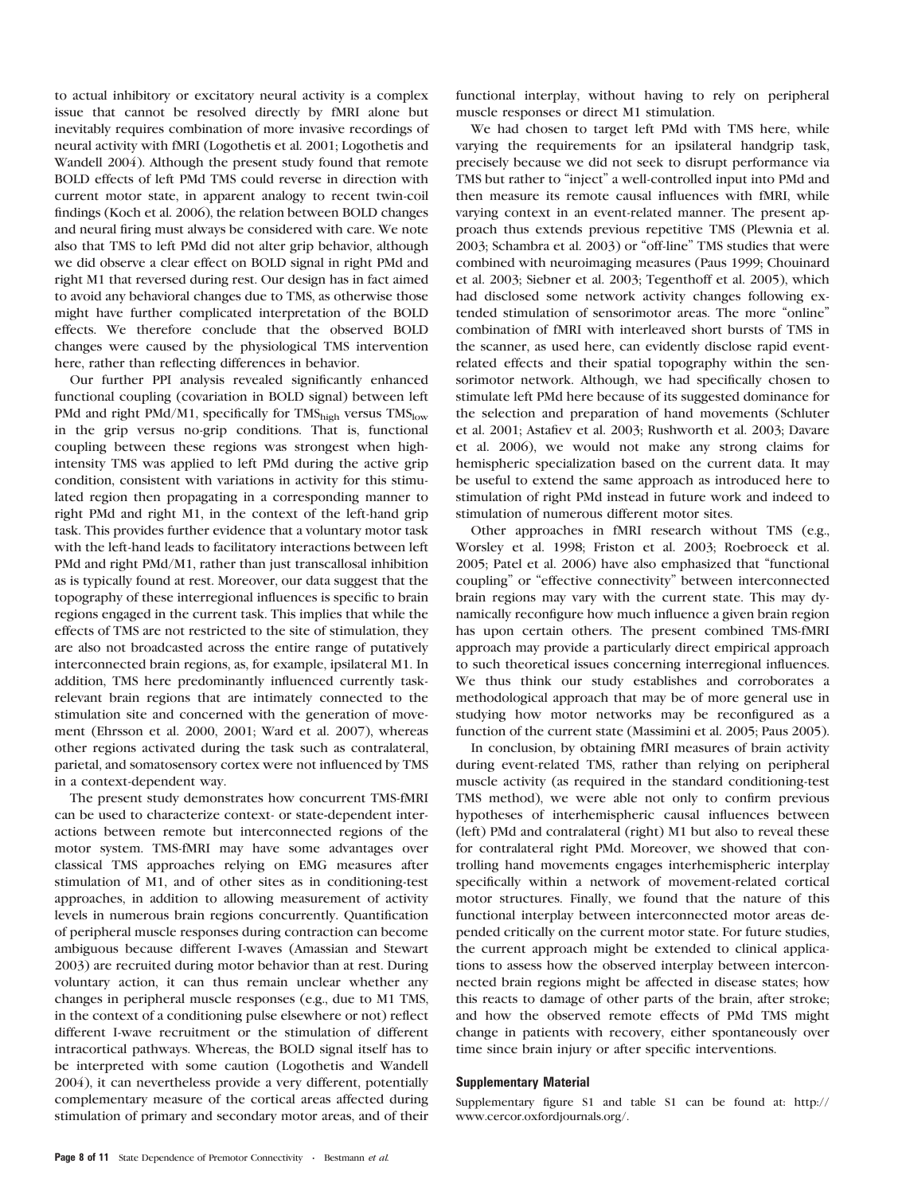to actual inhibitory or excitatory neural activity is a complex issue that cannot be resolved directly by fMRI alone but inevitably requires combination of more invasive recordings of neural activity with fMRI (Logothetis et al. 2001; Logothetis and Wandell 2004). Although the present study found that remote BOLD effects of left PMd TMS could reverse in direction with current motor state, in apparent analogy to recent twin-coil findings (Koch et al. 2006), the relation between BOLD changes and neural firing must always be considered with care. We note also that TMS to left PMd did not alter grip behavior, although we did observe a clear effect on BOLD signal in right PMd and right M1 that reversed during rest. Our design has in fact aimed to avoid any behavioral changes due to TMS, as otherwise those might have further complicated interpretation of the BOLD effects. We therefore conclude that the observed BOLD changes were caused by the physiological TMS intervention here, rather than reflecting differences in behavior.

Our further PPI analysis revealed significantly enhanced functional coupling (covariation in BOLD signal) between left PMd and right PMd/M1, specifically for $TMS_{high}$ versus $TMS_{low}$ in the grip versus no-grip conditions. That is, functional coupling between these regions was strongest when high-intensity TMS was applied to left PMd during the active grip condition, consistent with variations in activity for this stimulated region then propagating in a corresponding manner to right PMd and right M1, in the context of the left-hand grip task. This provides further evidence that a voluntary motor task with the left-hand leads to facilitatory interactions between left PMd and right PMd/M1, rather than just transcallosal inhibition as is typically found at rest. Moreover, our data suggest that the topography of these interregional influences is specific to brain regions engaged in the current task. This implies that while the effects of TMS are not restricted to the site of stimulation, they are also not broadcasted across the entire range of putatively interconnected brain regions, as, for example, ipsilateral M1. In addition, TMS here predominantly influenced currently task-relevant brain regions that are intimately connected to the stimulation site and concerned with the generation of movement (Ehrsson et al. 2000, 2001; Ward et al. 2007), whereas other regions activated during the task such as contralateral, parietal, and somatosensory cortex were not influenced by TMS in a context-dependent way.

The present study demonstrates how concurrent TMS-fMRI can be used to characterize context- or state-dependent interactions between remote but interconnected regions of the motor system. TMS-fMRI may have some advantages over classical TMS approaches relying on EMG measures after stimulation of M1, and of other sites as in conditioning-test approaches, in addition to allowing measurement of activity levels in numerous brain regions concurrently. Quantification of peripheral muscle responses during contraction can become ambiguous because different I-waves (Amassian and Stewart 2003) are recruited during motor behavior than at rest. During voluntary action, it can thus remain unclear whether any changes in peripheral muscle responses (e.g., due to M1 TMS, in the context of a conditioning pulse elsewhere or not) reflect different I-wave recruitment or the stimulation of different intracortical pathways. Whereas, the BOLD signal itself has to be interpreted with some caution (Logothetis and Wandell 2004), it can nevertheless provide a very different, potentially complementary measure of the cortical areas affected during stimulation of primary and secondary motor areas, and of their functional interplay, without having to rely on peripheral muscle responses or direct M1 stimulation.

We had chosen to target left PMd with TMS here, while varying the requirements for an ipsilateral handgrip task, precisely because we did not seek to disrupt performance via TMS but rather to "inject" a well-controlled input into PMd and then measure its remote causal influences with fMRI, while varying context in an event-related manner. The present approach thus extends previous repetitive TMS (Plewnia et al. 2003; Schambra et al. 2003) or "off-line" TMS studies that were combined with neuroimaging measures (Paus 1999; Chouinard et al. 2003; Siebner et al. 2003; Tegenthoff et al. 2005), which had disclosed some network activity changes following extended stimulation of sensorimotor areas. The more "online" combination of fMRI with interleaved short bursts of TMS in the scanner, as used here, can evidently disclose rapid event-related effects and their spatial topography within the sensorimotor network. Although, we had specifically chosen to stimulate left PMd here because of its suggested dominance for the selection and preparation of hand movements (Schluter et al. 2001; Astafiev et al. 2003; Rushworth et al. 2003; Davare et al. 2006), we would not make any strong claims for hemispheric specialization based on the current data. It may be useful to extend the same approach as introduced here to stimulation of right PMd instead in future work and indeed to stimulation of numerous different motor sites.

Other approaches in fMRI research without TMS (e.g., Worsley et al. 1998; Friston et al. 2003; Roebroeck et al. 2005; Patel et al. 2006) have also emphasized that "functional coupling" or "effective connectivity" between interconnected brain regions may vary with the current state. This may dynamically reconfigure how much influence a given brain region has upon certain others. The present combined TMS-fMRI approach may provide a particularly direct empirical approach to such theoretical issues concerning interregional influences. We thus think our study establishes and corroborates a methodological approach that may be of more general use in studying how motor networks may be reconfigured as a function of the current state (Massimini et al. 2005; Paus 2005).

In conclusion, by obtaining fMRI measures of brain activity during event-related TMS, rather than relying on peripheral muscle activity (as required in the standard conditioning-test TMS method), we were able not only to confirm previous hypotheses of interhemispheric causal influences between (left) PMd and contralateral (right) M1 but also to reveal these for contralateral right PMd. Moreover, we showed that controlling hand movements engages interhemispheric interplay specifically within a network of movement-related cortical motor structures. Finally, we found that the nature of this functional interplay between interconnected motor areas depended critically on the current motor state. For future studies, the current approach might be extended to clinical applications to assess how the observed interplay between interconnected brain regions might be affected in disease states; how this reacts to damage of other parts of the brain, after stroke; and how the observed remote effects of PMd TMS might change in patients with recovery, either spontaneously over time since brain injury or after specific interventions.

### Supplementary Material

Supplementary figure S1 and table S1 can be found at: http://www.cercor.oxfordjournals.org/.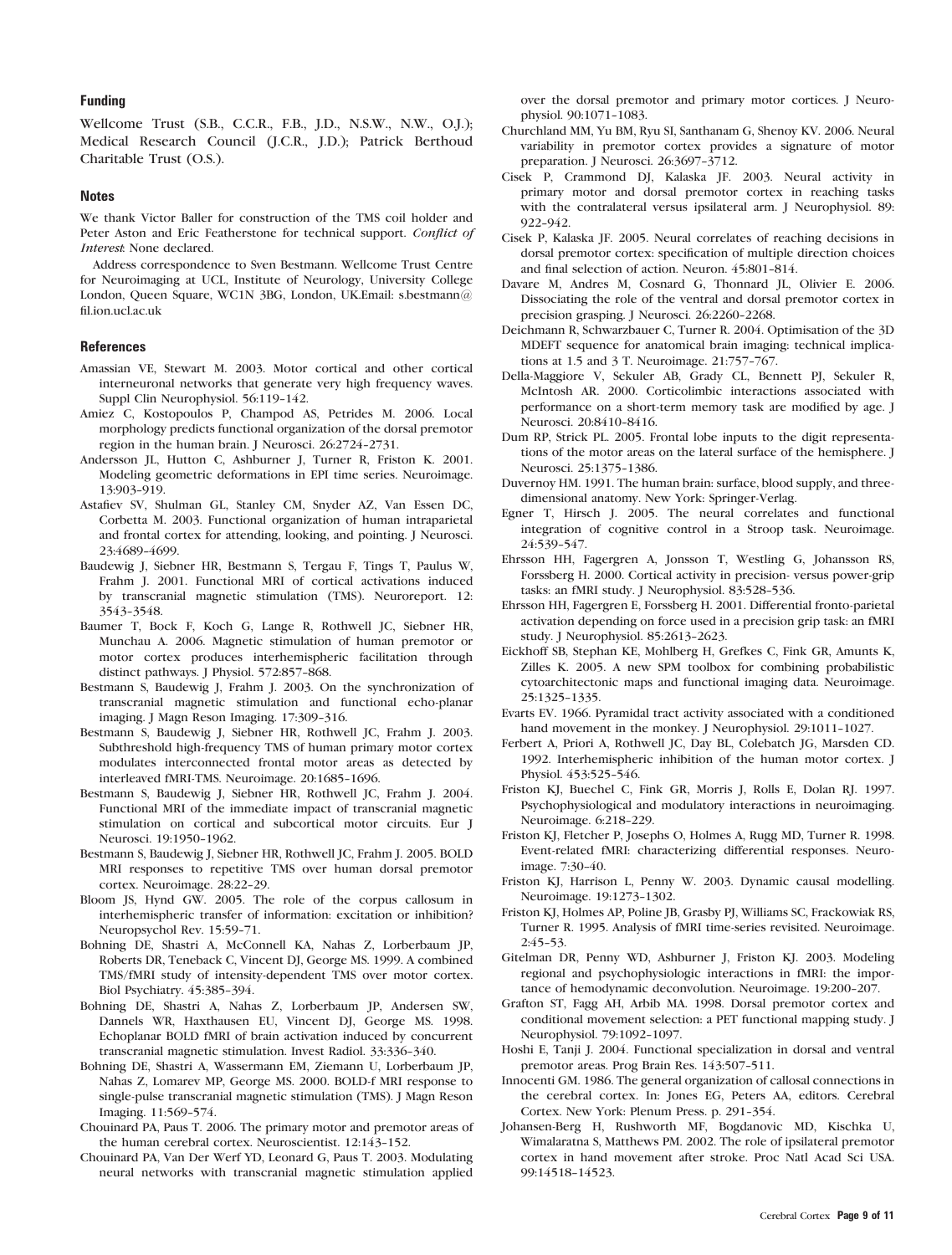## Funding

Wellcome Trust (S.B., C.C.R., F.B., J.D., N.S.W., N.W., O.J.); Medical Research Council (J.C.R., J.D.); Patrick Berthoud Charitable Trust (O.S.).

## Notes

We thank Victor Baller for construction of the TMS coil holder and Peter Aston and Eric Featherstone for technical support. *Conflict of Interest*: None declared.

Address correspondence to Sven Bestmann. Wellcome Trust Centre for Neuroimaging at UCL, Institute of Neurology, University College London, Queen Square, WC1N 3BG, London, UK.Email: s.bestmann@fil.ion.ucl.ac.uk

## References

Amassian VE, Stewart M. 2003. Motor cortical and other cortical interneuronal networks that generate very high frequency waves. Suppl Clin Neurophysiol. 56:119–142.

Amiez C, Kostopoulos P, Champod AS, Petrides M. 2006. Local morphology predicts functional organization of the dorsal premotor region in the human brain. J Neurosci. 26:2724–2731.

Andersson JL, Hutton C, Ashburner J, Turner R, Friston K. 2001. Modeling geometric deformations in EPI time series. Neuroimage. 13:903–919.

Astafiev SV, Shulman GL, Stanley CM, Snyder AZ, Van Essen DC, Corbetta M. 2003. Functional organization of human intraparietal and frontal cortex for attending, looking, and pointing. J Neurosci. 23:4689–4699.

Baudewig J, Siebner HR, Bestmann S, Tergau F, Tings T, Paulus W, Frahm J. 2001. Functional MRI of cortical activations induced by transcranial magnetic stimulation (TMS). Neuroreport. 12: 3543–3548.

Baumer T, Bock F, Koch G, Lange R, Rothwell JC, Siebner HR, Munchau A. 2006. Magnetic stimulation of human premotor or motor cortex produces interhemispheric facilitation through distinct pathways. J Physiol. 572:857–868.

Bestmann S, Baudewig J, Frahm J. 2003. On the synchronization of transcranial magnetic stimulation and functional echo-planar imaging. J Magn Reson Imaging. 17:309–316.

Bestmann S, Baudewig J, Siebner HR, Rothwell JC, Frahm J. 2003. Subthreshold high-frequency TMS of human primary motor cortex modulates interconnected frontal motor areas as detected by interleaved fMRI-TMS. Neuroimage. 20:1685–1696.

Bestmann S, Baudewig J, Siebner HR, Rothwell JC, Frahm J. 2004. Functional MRI of the immediate impact of transcranial magnetic stimulation on cortical and subcortical motor circuits. Eur J Neurosci. 19:1950–1962.

Bestmann S, Baudewig J, Siebner HR, Rothwell JC, Frahm J. 2005. BOLD MRI responses to repetitive TMS over human dorsal premotor cortex. Neuroimage. 28:22–29.

Bloom JS, Hynd GW. 2005. The role of the corpus callosum in interhemispheric transfer of information: excitation or inhibition? Neuropsychol Rev. 15:59–71.

Bohning DE, Shastri A, McConnell KA, Nahas Z, Lorberbaum JP, Roberts DR, Teneback C, Vincent DJ, George MS. 1999. A combined TMS/fMRI study of intensity-dependent TMS over motor cortex. Biol Psychiatry. 45:385–394.

Bohning DE, Shastri A, Nahas Z, Lorberbaum JP, Andersen SW, Dannels WR, Haxthausen EU, Vincent DJ, George MS. 1998. Echoplanar BOLD fMRI of brain activation induced by concurrent transcranial magnetic stimulation. Invest Radiol. 33:336–340.

Bohning DE, Shastri A, Wassermann EM, Ziemann U, Lorberbaum JP, Nahas Z, Lomarev MP, George MS. 2000. BOLD-f MRI response to single-pulse transcranial magnetic stimulation (TMS). J Magn Reson Imaging. 11:569–574.

Chouinard PA, Paus T. 2006. The primary motor and premotor areas of the human cerebral cortex. Neuroscientist. 12:143–152.

Chouinard PA, Van Der Werf YD, Leonard G, Paus T. 2003. Modulating neural networks with transcranial magnetic stimulation applied over the dorsal premotor and primary motor cortices. J Neurophysiol. 90:1071–1083.

Churchland MM, Yu BM, Ryu SI, Santhanam G, Shenoy KV. 2006. Neural variability in premotor cortex provides a signature of motor preparation. J Neurosci. 26:3697–3712.

Cisek P, Crammond DJ, Kalaska JF. 2003. Neural activity in primary motor and dorsal premotor cortex in reaching tasks with the contralateral versus ipsilateral arm. J Neurophysiol. 89: 922–942.

Cisek P, Kalaska JF. 2005. Neural correlates of reaching decisions in dorsal premotor cortex: specification of multiple direction choices and final selection of action. Neuron. 45:801–814.

Davare M, Andres M, Cosnard G, Thonnard JL, Olivier E. 2006. Dissociating the role of the ventral and dorsal premotor cortex in precision grasping. J Neurosci. 26:2260–2268.

Deichmann R, Schwarzbauer C, Turner R. 2004. Optimisation of the 3D MDEFT sequence for anatomical brain imaging: technical implications at 1.5 and 3 T. Neuroimage. 21:757–767.

Della-Maggiore V, Sekuler AB, Grady CL, Bennett PJ, Sekuler R, McIntosh AR. 2000. Corticolimbic interactions associated with performance on a short-term memory task are modified by age. J Neurosci. 20:8410–8416.

Dum RP, Strick PL. 2005. Frontal lobe inputs to the digit representations of the motor areas on the lateral surface of the hemisphere. J Neurosci. 25:1375–1386.

Duvernoy HM. 1991. The human brain: surface, blood supply, and three-dimensional anatomy. New York: Springer-Verlag.

Egner T, Hirsch J. 2005. The neural correlates and functional integration of cognitive control in a Stroop task. Neuroimage. 24:539–547.

Ehrsson HH, Fagergren A, Jonsson T, Westling G, Johansson RS, Forssberg H. 2000. Cortical activity in precision- versus power-grip tasks: an fMRI study. J Neurophysiol. 83:528–536.

Ehrsson HH, Fagergren E, Forssberg H. 2001. Differential fronto-parietal activation depending on force used in a precision grip task: an fMRI study. J Neurophysiol. 85:2613–2623.

Eickhoff SB, Stephan KE, Mohlberg H, Grefkes C, Fink GR, Amunts K, Zilles K. 2005. A new SPM toolbox for combining probabilistic cytoarchitectonic maps and functional imaging data. Neuroimage. 25:1325–1335.

Evarts EV. 1966. Pyramidal tract activity associated with a conditioned hand movement in the monkey. J Neurophysiol. 29:1011–1027.

Ferbert A, Priori A, Rothwell JC, Day BL, Colebatch JG, Marsden CD. 1992. Interhemispheric inhibition of the human motor cortex. J Physiol. 453:525–546.

Friston KJ, Buechel C, Fink GR, Morris J, Rolls E, Dolan RJ. 1997. Psychophysiological and modulatory interactions in neuroimaging. Neuroimage. 6:218–229.

Friston KJ, Fletcher P, Josephs O, Holmes A, Rugg MD, Turner R. 1998. Event-related fMRI: characterizing differential responses. Neuroimage. 7:30–40.

Friston KJ, Harrison L, Penny W. 2003. Dynamic causal modelling. Neuroimage. 19:1273–1302.

Friston KJ, Holmes AP, Poline JB, Grasby PJ, Williams SC, Frackowiak RS, Turner R. 1995. Analysis of fMRI time-series revisited. Neuroimage. 2:45–53.

Gitelman DR, Penny WD, Ashburner J, Friston KJ. 2003. Modeling regional and psychophysiologic interactions in fMRI: the importance of hemodynamic deconvolution. Neuroimage. 19:200–207.

Grafton ST, Fagg AH, Arbib MA. 1998. Dorsal premotor cortex and conditional movement selection: a PET functional mapping study. J Neurophysiol. 79:1092–1097.

Hoshi E, Tanji J. 2004. Functional specialization in dorsal and ventral premotor areas. Prog Brain Res. 143:507–511.

Innocenti GM. 1986. The general organization of callosal connections in the cerebral cortex. In: Jones EG, Peters AA, editors. Cerebral Cortex. New York: Plenum Press. p. 291–354.

Johansen-Berg H, Rushworth MF, Bogdanovic MD, Kischka U, Wimalaratna S, Matthews PM. 2002. The role of ipsilateral premotor cortex in hand movement after stroke. Proc Natl Acad Sci USA. 99:14518–14523.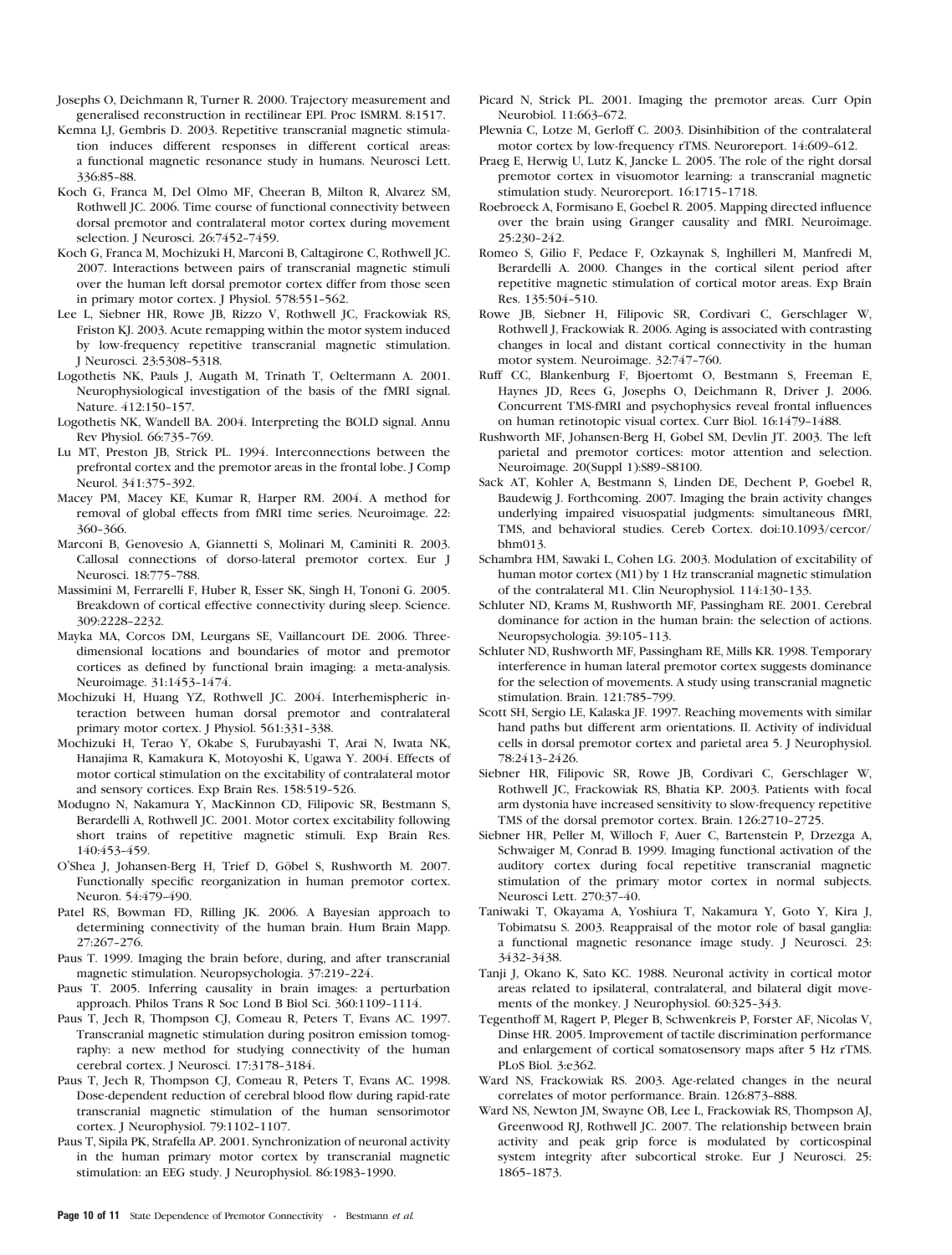Josephs O, Deichmann R, Turner R. 2000. Trajectory measurement and generalised reconstruction in rectilinear EPI. Proc ISMRM. 8:1517.

Kemna LJ, Gembris D. 2003. Repetitive transcranial magnetic stimulation induces different responses in different cortical areas: a functional magnetic resonance study in humans. Neurosci Lett. 336:85–88.

Koch G, Franca M, Del Olmo MF, Cheeran B, Milton R, Alvarez SM, Rothwell JC. 2006. Time course of functional connectivity between dorsal premotor and contralateral motor cortex during movement selection. J Neurosci. 26:7452–7459.

Koch G, Franca M, Mochizuki H, Marconi B, Caltagirone C, Rothwell JC. 2007. Interactions between pairs of transcranial magnetic stimuli over the human left dorsal premotor cortex differ from those seen in primary motor cortex. J Physiol. 578:551–562.

Lee L, Siebner HR, Rowe JB, Rizzo V, Rothwell JC, Frackowiak RS, Friston KJ. 2003. Acute remapping within the motor system induced by low-frequency repetitive transcranial magnetic stimulation. J Neurosci. 23:5308–5318.

Logothetis NK, Pauls J, Augath M, Trinath T, Oeltermann A. 2001. Neurophysiological investigation of the basis of the fMRI signal. Nature. 412:150–157.

Logothetis NK, Wandell BA. 2004. Interpreting the BOLD signal. Annu Rev Physiol. 66:735–769.

Lu MT, Preston JB, Strick PL. 1994. Interconnections between the prefrontal cortex and the premotor areas in the frontal lobe. J Comp Neurol. 341:375–392.

Macey PM, Macey KE, Kumar R, Harper RM. 2004. A method for removal of global effects from fMRI time series. Neuroimage. 22: 360–366.

Marconi B, Genovesio A, Giannetti S, Molinari M, Caminiti R. 2003. Callosal connections of dorso-lateral premotor cortex. Eur J Neurosci. 18:775–788.

Massimini M, Ferrarelli F, Huber R, Esser SK, Singh H, Tononi G. 2005. Breakdown of cortical effective connectivity during sleep. Science. 309:2228–2232.

Mayka MA, Corcos DM, Leurgans SE, Vaillancourt DE. 2006. Three-dimensional locations and boundaries of motor and premotor cortices as defined by functional brain imaging: a meta-analysis. Neuroimage. 31:1453–1474.

Mochizuki H, Huang YZ, Rothwell JC. 2004. Interhemispheric interaction between human dorsal premotor and contralateral primary motor cortex. J Physiol. 561:331–338.

Mochizuki H, Terao Y, Okabe S, Furubayashi T, Arai N, Iwata NK, Hanajima R, Kamakura K, Motoyoshi K, Ugawa Y. 2004. Effects of motor cortical stimulation on the excitability of contralateral motor and sensory cortices. Exp Brain Res. 158:519–526.

Modugno N, Nakamura Y, MacKinnon CD, Filipovic SR, Bestmann S, Berardelli A, Rothwell JC. 2001. Motor cortex excitability following short trains of repetitive magnetic stimuli. Exp Brain Res. 140:453–459.

O'Shea J, Johansen-Berg H, Trief D, Göbel S, Rushworth M. 2007. Functionally specific reorganization in human premotor cortex. Neuron. 54:479–490.

Patel RS, Bowman FD, Rilling JK. 2006. A Bayesian approach to determining connectivity of the human brain. Hum Brain Mapp. 27:267–276.

Paus T. 1999. Imaging the brain before, during, and after transcranial magnetic stimulation. Neuropsychologia. 37:219–224.

Paus T. 2005. Inferring causality in brain images: a perturbation approach. Philos Trans R Soc Lond B Biol Sci. 360:1109–1114.

Paus T, Jech R, Thompson CJ, Comeau R, Peters T, Evans AC. 1997. Transcranial magnetic stimulation during positron emission tomography: a new method for studying connectivity of the human cerebral cortex. J Neurosci. 17:3178–3184.

Paus T, Jech R, Thompson CJ, Comeau R, Peters T, Evans AC. 1998. Dose-dependent reduction of cerebral blood flow during rapid-rate transcranial magnetic stimulation of the human sensorimotor cortex. J Neurophysiol. 79:1102–1107.

Paus T, Sipila PK, Strafella AP. 2001. Synchronization of neuronal activity in the human primary motor cortex by transcranial magnetic stimulation: an EEG study. J Neurophysiol. 86:1983–1990.

Picard N, Strick PL. 2001. Imaging the premotor areas. Curr Opin Neurobiol. 11:663–672.

Plewnia C, Lotze M, Gerloff C. 2003. Disinhibition of the contralateral motor cortex by low-frequency rTMS. Neuroreport. 14:609–612.

Praeg E, Herwig U, Lutz K, Jancke L. 2005. The role of the right dorsal premotor cortex in visuomotor learning: a transcranial magnetic stimulation study. Neuroreport. 16:1715–1718.

Roebroeck A, Formisano E, Goebel R. 2005. Mapping directed influence over the brain using Granger causality and fMRI. Neuroimage. 25:230–242.

Romeo S, Gilio F, Pedace F, Ozkaynak S, Inghilleri M, Manfredi M, Berardelli A. 2000. Changes in the cortical silent period after repetitive magnetic stimulation of cortical motor areas. Exp Brain Res. 135:504–510.

Rowe JB, Siebner H, Filipovic SR, Cordivari C, Gerschlager W, Rothwell J, Frackowiak R. 2006. Aging is associated with contrasting changes in local and distant cortical connectivity in the human motor system. Neuroimage. 32:747–760.

Ruff CC, Blankenburg F, Bjoertomt O, Bestmann S, Freeman E, Haynes JD, Rees G, Josephs O, Deichmann R, Driver J. 2006. Concurrent TMS-fMRI and psychophysics reveal frontal influences on human retinotopic visual cortex. Curr Biol. 16:1479–1488.

Rushworth MF, Johansen-Berg H, Gobel SM, Devlin JT. 2003. The left parietal and premotor cortices: motor attention and selection. Neuroimage. 20(Suppl 1):S89–S8100.

Sack AT, Kohler A, Bestmann S, Linden DE, Dechent P, Goebel R, Baudewig J. Forthcoming. 2007. Imaging the brain activity changes underlying impaired visuospatial judgments: simultaneous fMRI, TMS, and behavioral studies. Cereb Cortex. doi:10.1093/cercor/bhm013.

Schambra HM, Sawaki L, Cohen LG. 2003. Modulation of excitability of human motor cortex (M1) by 1 Hz transcranial magnetic stimulation of the contralateral M1. Clin Neurophysiol. 114:130–133.

Schluter ND, Krams M, Rushworth MF, Passingham RE. 2001. Cerebral dominance for action in the human brain: the selection of actions. Neuropsychologia. 39:105–113.

Schluter ND, Rushworth MF, Passingham RE, Mills KR. 1998. Temporary interference in human lateral premotor cortex suggests dominance for the selection of movements. A study using transcranial magnetic stimulation. Brain. 121:785–799.

Scott SH, Sergio LE, Kalaska JF. 1997. Reaching movements with similar hand paths but different arm orientations. II. Activity of individual cells in dorsal premotor cortex and parietal area 5. J Neurophysiol. 78:2413–2426.

Siebner HR, Filipovic SR, Rowe JB, Cordivari C, Gerschlager W, Rothwell JC, Frackowiak RS, Bhatia KP. 2003. Patients with focal arm dystonia have increased sensitivity to slow-frequency repetitive TMS of the dorsal premotor cortex. Brain. 126:2710–2725.

Siebner HR, Peller M, Willoch F, Auer C, Bartenstein P, Drzezga A, Schwaiger M, Conrad B. 1999. Imaging functional activation of the auditory cortex during focal repetitive transcranial magnetic stimulation of the primary motor cortex in normal subjects. Neurosci Lett. 270:37–40.

Taniwaki T, Okayama A, Yoshiura T, Nakamura Y, Goto Y, Kira J, Tobimatsu S. 2003. Reappraisal of the motor role of basal ganglia: a functional magnetic resonance image study. J Neurosci. 23: 3432–3438.

Tanji J, Okano K, Sato KC. 1988. Neuronal activity in cortical motor areas related to ipsilateral, contralateral, and bilateral digit movements of the monkey. J Neurophysiol. 60:325–343.

Tegenthoff M, Ragert P, Pleger B, Schwenkreis P, Forster AF, Nicolas V, Dinse HR. 2005. Improvement of tactile discrimination performance and enlargement of cortical somatosensory maps after 5 Hz rTMS. PLoS Biol. 3:e362.

Ward NS, Frackowiak RS. 2003. Age-related changes in the neural correlates of motor performance. Brain. 126:873–888.

Ward NS, Newton JM, Swayne OB, Lee L, Frackowiak RS, Thompson AJ, Greenwood RJ, Rothwell JC. 2007. The relationship between brain activity and peak grip force is modulated by corticospinal system integrity after subcortical stroke. Eur J Neurosci. 25: 1865–1873.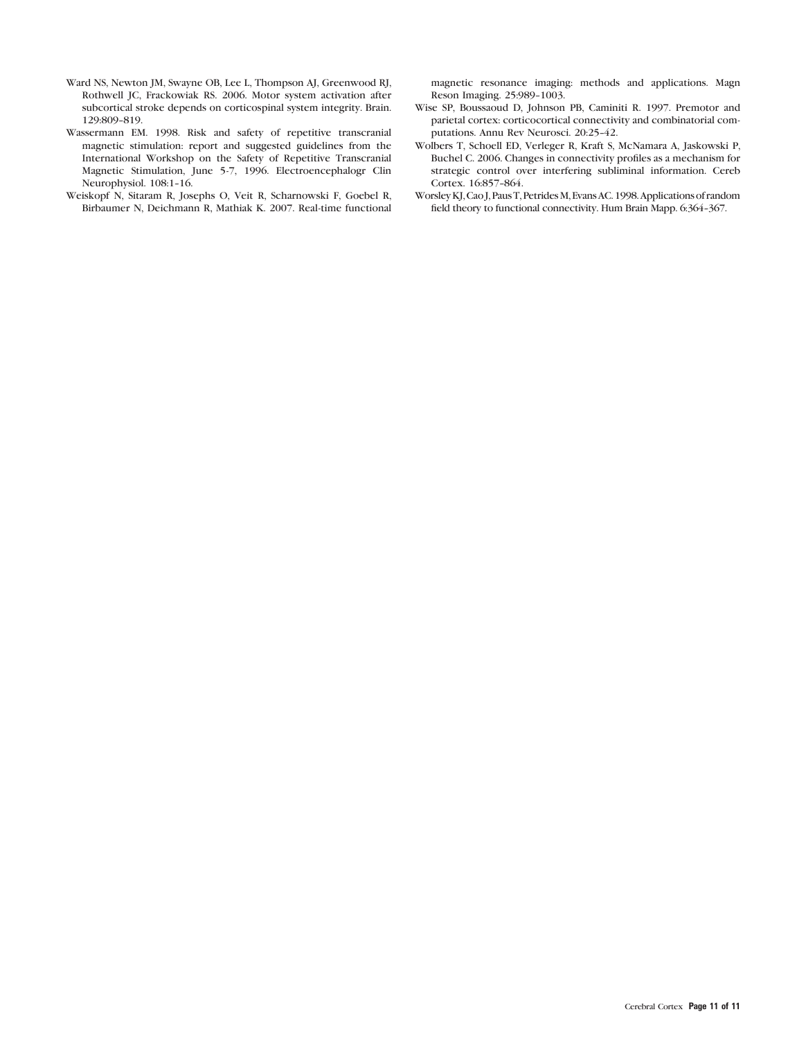Ward NS, Newton JM, Swayne OB, Lee L, Thompson AJ, Greenwood RJ, Rothwell JC, Frackowiak RS. 2006. Motor system activation after subcortical stroke depends on corticospinal system integrity. Brain. 129:809–819.

Wassermann EM. 1998. Risk and safety of repetitive transcranial magnetic stimulation: report and suggested guidelines from the International Workshop on the Safety of Repetitive Transcranial Magnetic Stimulation, June 5-7, 1996. Electroencephalogr Clin Neurophysiol. 108:1–16.

Weiskopf N, Sitaram R, Josephs O, Veit R, Scharnowski F, Goebel R, Birbaumer N, Deichmann R, Mathiak K. 2007. Real-time functional magnetic resonance imaging: methods and applications. Magn Reson Imaging. 25:989–1003.

Wise SP, Boussaoud D, Johnson PB, Caminiti R. 1997. Premotor and parietal cortex: corticocortical connectivity and combinatorial computations. Annu Rev Neurosci. 20:25–42.

Wolbers T, Schoell ED, Verleger R, Kraft S, McNamara A, Jaskowski P, Buchel C. 2006. Changes in connectivity profiles as a mechanism for strategic control over interfering subliminal information. Cereb Cortex. 16:857–864.

Worsley KJ, Cao J, Paus T, Petrides M, Evans AC. 1998. Applications of random field theory to functional connectivity. Hum Brain Mapp. 6:364–367.